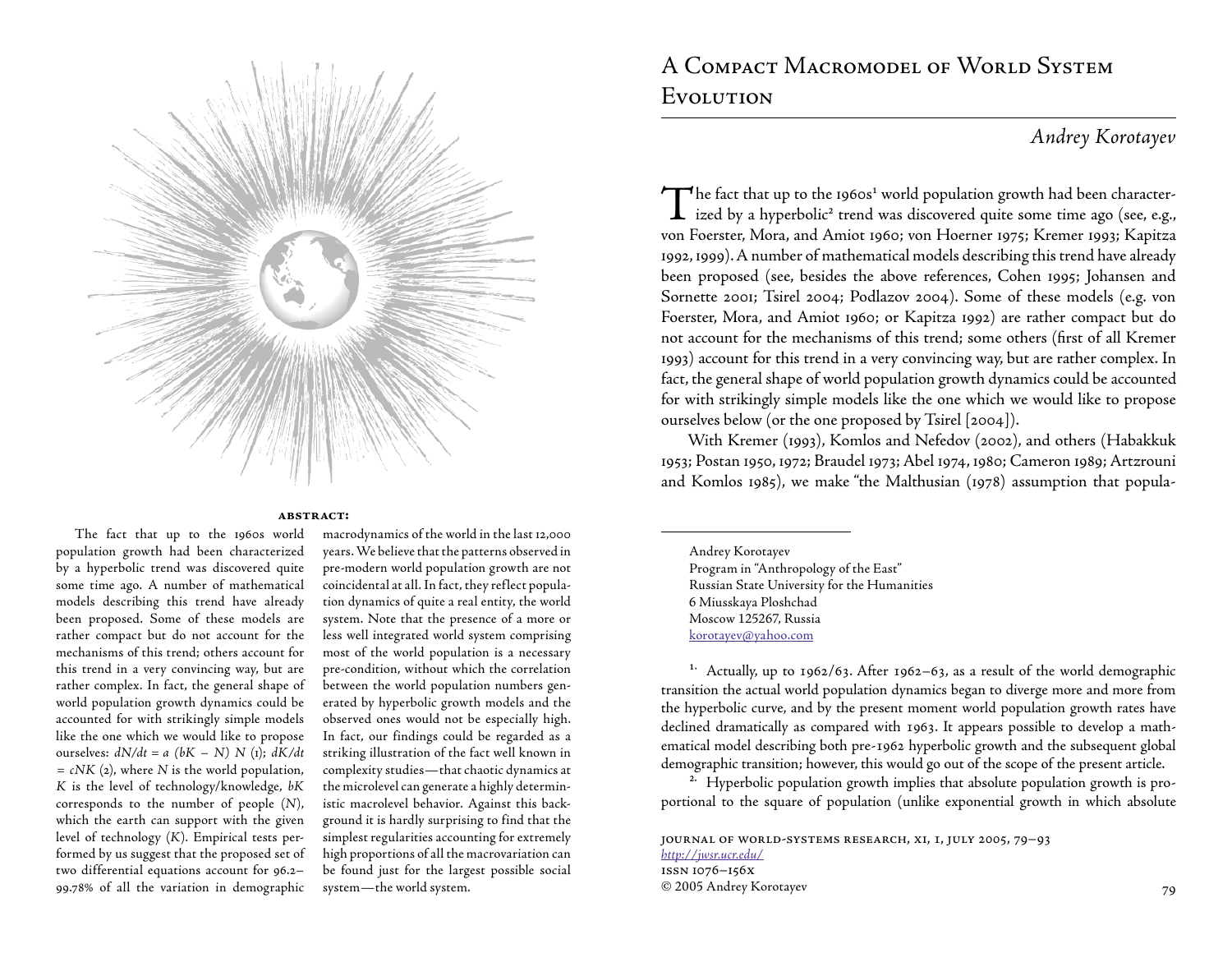# A Compact Macromodel of World System Evolution

*Andrey Korotayev*

**ABSTRACT:**

The fact that up to the 1960s world population growth had been characterized by a hyperbolic trend was discovered quite some time ago. A number of mathematical models describing this trend have already been proposed. Some of these models are rather compact but do not account for the mechanisms of this trend; others account for this trend in a very convincing way, but are rather complex. In fact, the general shape of world population growth dynamics could be accounted for with strikingly simple models like the one which we would like to propose ourselves: $dN/dt = a\ (bK - N)\ N$ (1); $dK/dt = cNK$ (2), where $N$ is the world population, $K$ is the level of technology/knowledge, $bK$ corresponds to the number of people ($N$), which the earth can support with the given level of technology ($K$). Empirical tests performed by us suggest that the proposed set of two differential equations account for 96.2–99.78% of all the variation in demographic macrodynamics of the world in the last 12,000 years. We believe that the patterns observed in pre-modern world population growth are not coincidental at all. In fact, they reflect population dynamics of quite a real entity, the world system. Note that the presence of a more or less well integrated world system comprising most of the world population is a necessary pre-condition, without which the correlation between the world population numbers generated by hyperbolic growth models and the observed ones would not be especially high. In fact, our findings could be regarded as a striking illustration of the fact well known in complexity studies—that chaotic dynamics at the microlevel can generate a highly deterministic macrolevel behavior. Against this background it is hardly surprising to find that the simplest regularities accounting for extremely high proportions of all the macrovariation can be found just for the largest possible social system—the world system.

The fact that up to the 1960s[1] world population growth had been characterized by a hyperbolic[2] trend was discovered quite some time ago (see, e.g., von Foerster, Mora, and Amiot 1960; von Hoerner 1975; Kremer 1993; Kapitza 1992, 1999). A number of mathematical models describing this trend have already been proposed (see, besides the above references, Cohen 1995; Johansen and Sornette 2001; Tsirel 2004; Podlazov 2004). Some of these models (e.g. von Foerster, Mora, and Amiot 1960; or Kapitza 1992) are rather compact but do not account for the mechanisms of this trend; some others (first of all Kremer 1993) account for this trend in a very convincing way, but are rather complex. In fact, the general shape of world population growth dynamics could be accounted for with strikingly simple models like the one which we would like to propose ourselves below (or the one proposed by Tsirel [2004]).

With Kremer (1993), Komlos and Nefedov (2002), and others (Habakkuk 1953; Postan 1950, 1972; Braudel 1973; Abel 1974, 1980; Cameron 1989; Artzrouni and Komlos 1985), we make "the Malthusian (1978) assumption that popula-

---

Andrey Korotayev
Program in "Anthropology of the East"
Russian State University for the Humanities
6 Miusskaya Ploshchad
Moscow 125267, Russia
korotayev@yahoo.com

[1] Actually, up to 1962/63. After 1962–63, as a result of the world demographic transition the actual world population dynamics began to diverge more and more from the hyperbolic curve, and by the present moment world population growth rates have declined dramatically as compared with 1963. It appears possible to develop a mathematical model describing both pre-1962 hyperbolic growth and the subsequent global demographic transition; however, this would go out of the scope of the present article.

[2] Hyperbolic population growth implies that absolute population growth is proportional to the square of population (unlike exponential growth in which absolute

Journal of World-Systems Research, XI, 1, July 2005, 79–93
http://jwsr.ucr.edu/
ISSN 1076–156X
© 2005 Andrey Korotayev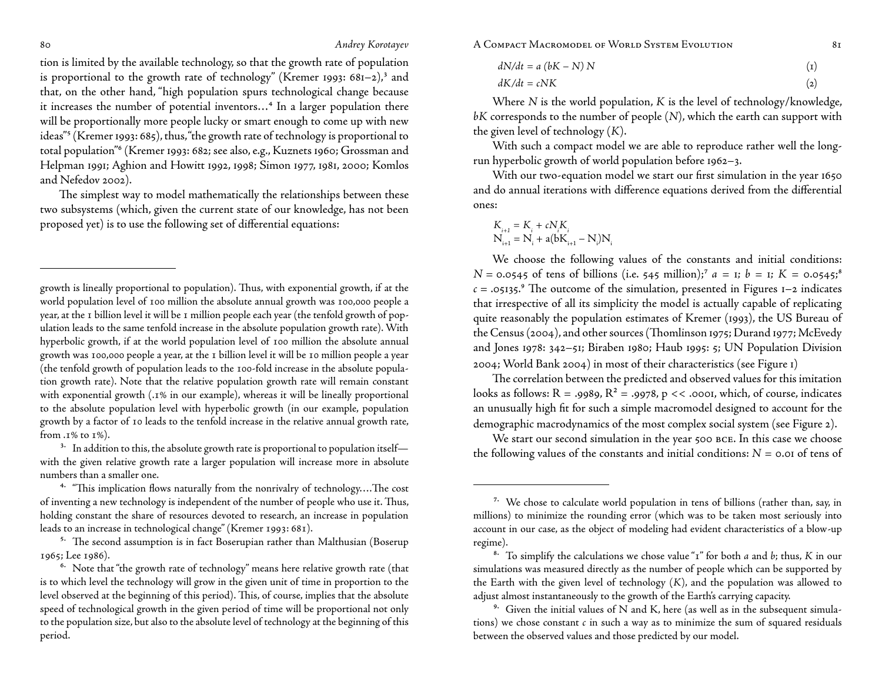tion is limited by the available technology, so that the growth rate of population is proportional to the growth rate of technology" (Kremer 1993: 681–2),[3] and that, on the other hand, "high population spurs technological change because it increases the number of potential inventors…[4] In a larger population there will be proportionally more people lucky or smart enough to come up with new ideas"[5] (Kremer 1993: 685), thus, "the growth rate of technology is proportional to total population"[6] (Kremer 1993: 682; see also, e.g., Kuznets 1960; Grossman and Helpman 1991; Aghion and Howitt 1992, 1998; Simon 1977, 1981, 2000; Komlos and Nefedov 2002).

The simplest way to model mathematically the relationships between these two subsystems (which, given the current state of our knowledge, has not been proposed yet) is to use the following set of differential equations:

growth is lineally proportional to population). Thus, with exponential growth, if at the world population level of 100 million the absolute annual growth was 100,000 people a year, at the 1 billion level it will be 1 million people each year (the tenfold growth of population leads to the same tenfold increase in the absolute population growth rate). With hyperbolic growth, if at the world population level of 100 million the absolute annual growth was 100,000 people a year, at the 1 billion level it will be 10 million people a year (the tenfold growth of population leads to the 100-fold increase in the absolute population growth rate). Note that the relative population growth rate will remain constant with exponential growth (.1% in our example), whereas it will be lineally proportional to the absolute population level with hyperbolic growth (in our example, population growth by a factor of 10 leads to the tenfold increase in the relative annual growth rate, from .1% to 1%).

3. In addition to this, the absolute growth rate is proportional to population itself—with the given relative growth rate a larger population will increase more in absolute numbers than a smaller one.

4. "This implication flows naturally from the nonrivalry of technology.…The cost of inventing a new technology is independent of the number of people who use it. Thus, holding constant the share of resources devoted to research, an increase in population leads to an increase in technological change" (Kremer 1993: 681).

5. The second assumption is in fact Boserupian rather than Malthusian (Boserup 1965; Lee 1986).

6. Note that "the growth rate of technology" means here relative growth rate (that is to which level the technology will grow in the given unit of time in proportion to the level observed at the beginning of this period). This, of course, implies that the absolute speed of technological growth in the given period of time will be proportional not only to the population size, but also to the absolute level of technology at the beginning of this period.

$$dN/dt = a\,(bK - N)\,N \qquad (1)$$

$$dK/dt = cNK \qquad (2)$$

Where $N$ is the world population, $K$ is the level of technology/knowledge, $bK$ corresponds to the number of people ($N$), which the earth can support with the given level of technology ($K$).

With such a compact model we are able to reproduce rather well the long-run hyperbolic growth of world population before 1962–3.

With our two-equation model we start our first simulation in the year 1650 and do annual iterations with difference equations derived from the differential ones:

$$K_{i+1} = K_i + cN_iK_i$$
$$N_{i+1} = N_i + a(bK_{i+1} - N_i)N_i$$

We choose the following values of the constants and initial conditions: $N = 0.0545$ of tens of billions (i.e. 545 million);[7] $a = 1$; $b = 1$; $K = 0.0545$;[8] $c = .05135$.[9] The outcome of the simulation, presented in Figures 1–2 indicates that irrespective of all its simplicity the model is actually capable of replicating quite reasonably the population estimates of Kremer (1993), the US Bureau of the Census (2004), and other sources (Thomlinson 1975; Durand 1977; McEvedy and Jones 1978: 342–51; Biraben 1980; Haub 1995: 5; UN Population Division 2004; World Bank 2004) in most of their characteristics (see Figure 1)

The correlation between the predicted and observed values for this imitation looks as follows: $R = .9989$, $R^2 = .9978$, $p << .0001$, which, of course, indicates an unusually high fit for such a simple macromodel designed to account for the demographic macrodynamics of the most complex social system (see Figure 2).

We start our second simulation in the year 500 BCE. In this case we choose the following values of the constants and initial conditions: $N = 0.01$ of tens of

7. We chose to calculate world population in tens of billions (rather than, say, in millions) to minimize the rounding error (which was to be taken most seriously into account in our case, as the object of modeling had evident characteristics of a blow-up regime).

8. To simplify the calculations we chose value "1" for both $a$ and $b$; thus, $K$ in our simulations was measured directly as the number of people which can be supported by the Earth with the given level of technology ($K$), and the population was allowed to adjust almost instantaneously to the growth of the Earth's carrying capacity.

9. Given the initial values of N and K, here (as well as in the subsequent simulations) we chose constant $c$ in such a way as to minimize the sum of squared residuals between the observed values and those predicted by our model.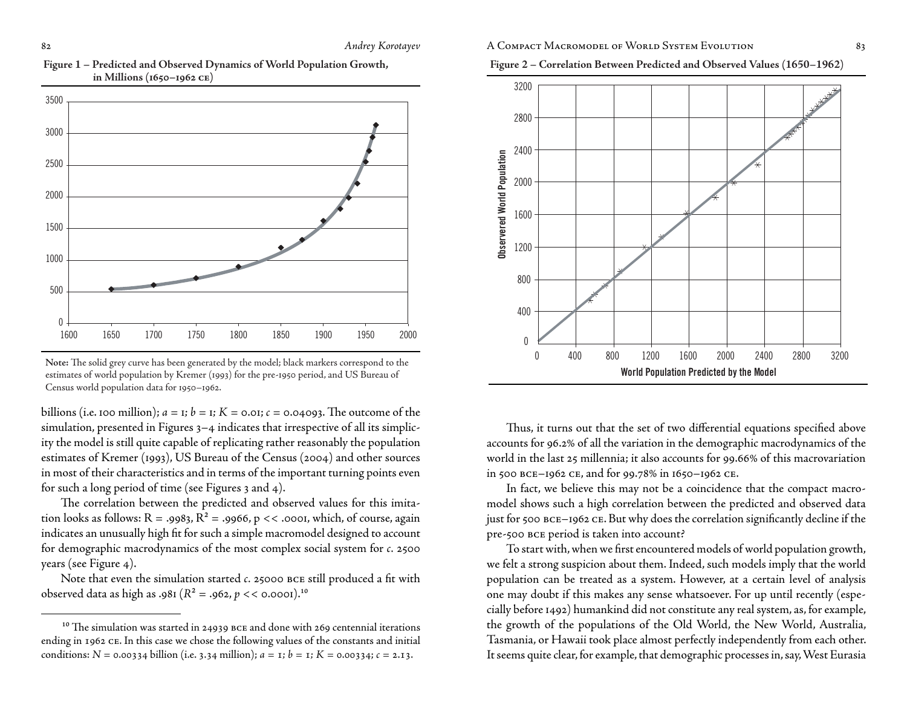**Figure 1 – Predicted and Observed Dynamics of World Population Growth, in Millions (1650–1962 CE)**

**Note:** The solid grey curve has been generated by the model; black markers correspond to the estimates of world population by Kremer (1993) for the pre-1950 period, and US Bureau of Census world population data for 1950–1962.

billions (i.e. 100 million); $a = 1$; $b = 1$; $K = 0.01$; $c = 0.04093$. The outcome of the simulation, presented in Figures 3–4 indicates that irrespective of all its simplicity the model is still quite capable of replicating rather reasonably the population estimates of Kremer (1993), US Bureau of the Census (2004) and other sources in most of their characteristics and in terms of the important turning points even for such a long period of time (see Figures 3 and 4).

The correlation between the predicted and observed values for this imitation looks as follows: $R = .9983$, $R^2 = .9966$, $p << .0001$, which, of course, again indicates an unusually high fit for such a simple macromodel designed to account for demographic macrodynamics of the most complex social system for *c.* 2500 years (see Figure 4).

Note that even the simulation started *c.* 25000 BCE still produced a fit with observed data as high as .981 ($R^2 = .962$, $p << 0.0001$).[10]

[10] The simulation was started in 24939 BCE and done with 269 centennial iterations ending in 1962 CE. In this case we chose the following values of the constants and initial conditions: $N = 0.00334$ billion (i.e. 3.34 million); $a = 1$; $b = 1$; $K = 0.00334$; $c = 2.13$.

**Figure 2 – Correlation Between Predicted and Observed Values (1650–1962)**

Thus, it turns out that the set of two differential equations specified above accounts for 96.2% of all the variation in the demographic macrodynamics of the world in the last 25 millennia; it also accounts for 99.66% of this macrovariation in 500 BCE–1962 CE, and for 99.78% in 1650–1962 CE.

In fact, we believe this may not be a coincidence that the compact macromodel shows such a high correlation between the predicted and observed data just for 500 BCE–1962 CE. But why does the correlation significantly decline if the pre-500 BCE period is taken into account?

To start with, when we first encountered models of world population growth, we felt a strong suspicion about them. Indeed, such models imply that the world population can be treated as a system. However, at a certain level of analysis one may doubt if this makes any sense whatsoever. For up until recently (especially before 1492) humankind did not constitute any real system, as, for example, the growth of the populations of the Old World, the New World, Australia, Tasmania, or Hawaii took place almost perfectly independently from each other. It seems quite clear, for example, that demographic processes in, say, West Eurasia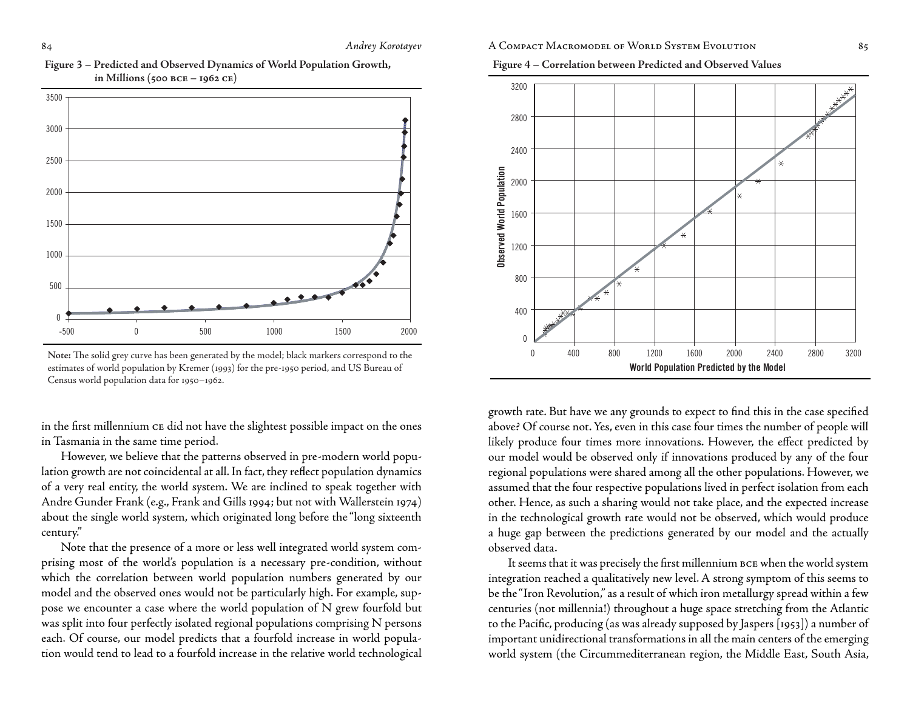**Figure 3 – Predicted and Observed Dynamics of World Population Growth, in Millions (500 BCE – 1962 CE)**

**Note:** The solid grey curve has been generated by the model; black markers correspond to the estimates of world population by Kremer (1993) for the pre-1950 period, and US Bureau of Census world population data for 1950–1962.

in the first millennium CE did not have the slightest possible impact on the ones in Tasmania in the same time period.

However, we believe that the patterns observed in pre-modern world population growth are not coincidental at all. In fact, they reflect population dynamics of a very real entity, the world system. We are inclined to speak together with Andre Gunder Frank (e.g., Frank and Gills 1994; but not with Wallerstein 1974) about the single world system, which originated long before the "long sixteenth century."

Note that the presence of a more or less well integrated world system comprising most of the world's population is a necessary pre-condition, without which the correlation between world population numbers generated by our model and the observed ones would not be particularly high. For example, suppose we encounter a case where the world population of N grew fourfold but was split into four perfectly isolated regional populations comprising N persons each. Of course, our model predicts that a fourfold increase in world population would tend to lead to a fourfold increase in the relative world technological growth rate. But have we any grounds to expect to find this in the case specified above? Of course not. Yes, even in this case four times the number of people will likely produce four times more innovations. However, the effect predicted by our model would be observed only if innovations produced by any of the four regional populations were shared among all the other populations. However, we assumed that the four respective populations lived in perfect isolation from each other. Hence, as such a sharing would not take place, and the expected increase in the technological growth rate would not be observed, which would produce a huge gap between the predictions generated by our model and the actually observed data.

**Figure 4 – Correlation between Predicted and Observed Values**

It seems that it was precisely the first millennium BCE when the world system integration reached a qualitatively new level. A strong symptom of this seems to be the "Iron Revolution," as a result of which iron metallurgy spread within a few centuries (not millennia!) throughout a huge space stretching from the Atlantic to the Pacific, producing (as was already supposed by Jaspers [1953]) a number of important unidirectional transformations in all the main centers of the emerging world system (the Circummediterranean region, the Middle East, South Asia,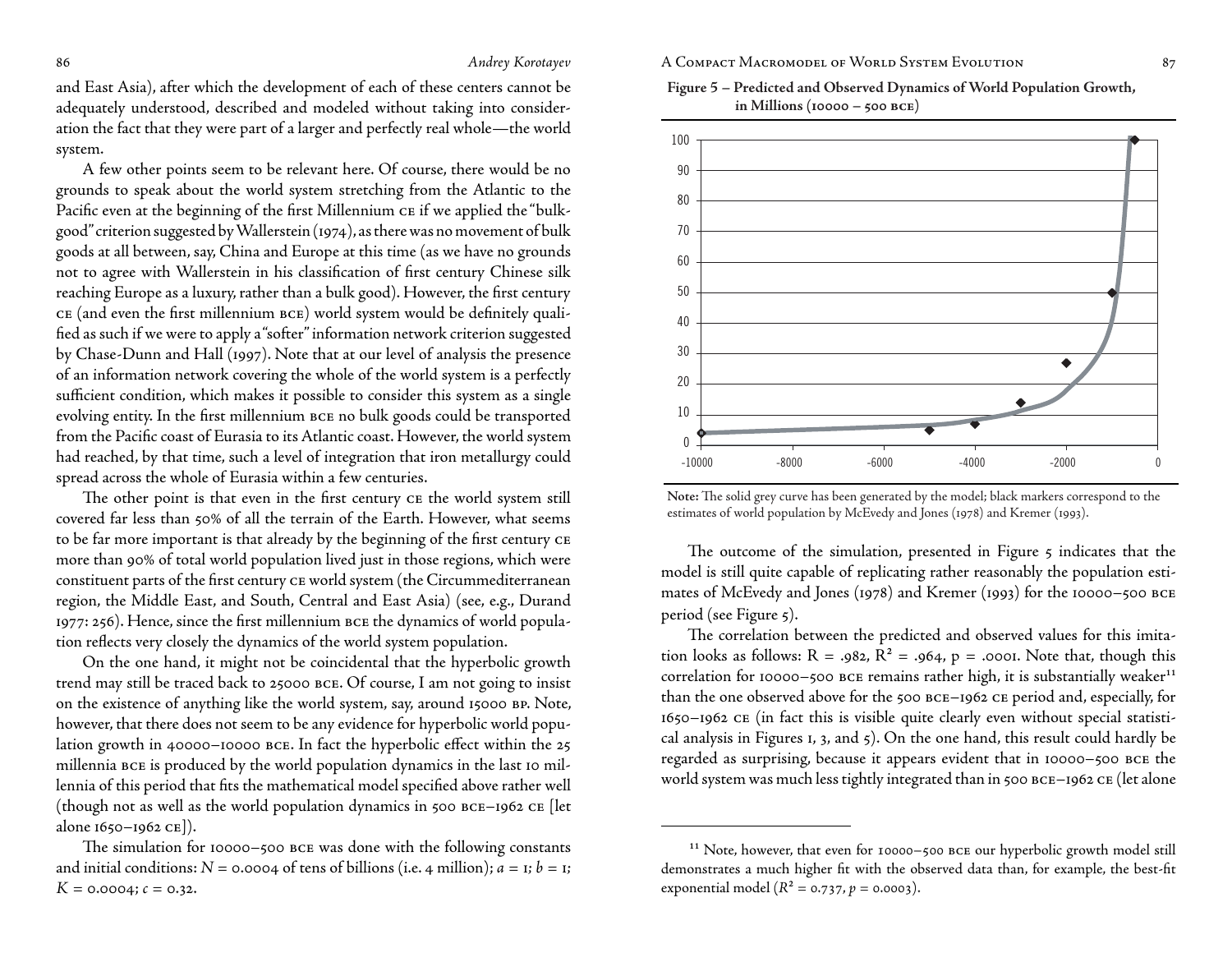and East Asia), after which the development of each of these centers cannot be adequately understood, described and modeled without taking into consideration the fact that they were part of a larger and perfectly real whole—the world system.

A few other points seem to be relevant here. Of course, there would be no grounds to speak about the world system stretching from the Atlantic to the Pacific even at the beginning of the first Millennium CE if we applied the "bulk-good" criterion suggested by Wallerstein (1974), as there was no movement of bulk goods at all between, say, China and Europe at this time (as we have no grounds not to agree with Wallerstein in his classification of first century Chinese silk reaching Europe as a luxury, rather than a bulk good). However, the first century CE (and even the first millennium BCE) world system would be definitely qualified as such if we were to apply a "softer" information network criterion suggested by Chase-Dunn and Hall (1997). Note that at our level of analysis the presence of an information network covering the whole of the world system is a perfectly sufficient condition, which makes it possible to consider this system as a single evolving entity. In the first millennium BCE no bulk goods could be transported from the Pacific coast of Eurasia to its Atlantic coast. However, the world system had reached, by that time, such a level of integration that iron metallurgy could spread across the whole of Eurasia within a few centuries.

The other point is that even in the first century CE the world system still covered far less than 50% of all the terrain of the Earth. However, what seems to be far more important is that already by the beginning of the first century CE more than 90% of total world population lived just in those regions, which were constituent parts of the first century CE world system (the Circummediterranean region, the Middle East, and South, Central and East Asia) (see, e.g., Durand 1977: 256). Hence, since the first millennium BCE the dynamics of world population reflects very closely the dynamics of the world system population.

On the one hand, it might not be coincidental that the hyperbolic growth trend may still be traced back to 25000 BCE. Of course, I am not going to insist on the existence of anything like the world system, say, around 15000 BP. Note, however, that there does not seem to be any evidence for hyperbolic world population growth in 40000–10000 BCE. In fact the hyperbolic effect within the 25 millennia BCE is produced by the world population dynamics in the last 10 millennia of this period that fits the mathematical model specified above rather well (though not as well as the world population dynamics in 500 BCE–1962 CE [let alone 1650–1962 CE]).

The simulation for 10000–500 BCE was done with the following constants and initial conditions: $N = 0.0004$ of tens of billions (i.e. 4 million); $a = 1$; $b = 1$; $K = 0.0004$; $c = 0.32$.

**Figure 5 – Predicted and Observed Dynamics of World Population Growth, in Millions (10000 – 500 BCE)**

**Note:** The solid grey curve has been generated by the model; black markers correspond to the estimates of world population by McEvedy and Jones (1978) and Kremer (1993).

The outcome of the simulation, presented in Figure 5 indicates that the model is still quite capable of replicating rather reasonably the population estimates of McEvedy and Jones (1978) and Kremer (1993) for the 10000–500 BCE period (see Figure 5).

The correlation between the predicted and observed values for this imitation looks as follows: $R = .982$, $R^2 = .964$, $p = .0001$. Note that, though this correlation for 10000–500 BCE remains rather high, it is substantially weaker[11] than the one observed above for the 500 BCE–1962 CE period and, especially, for 1650–1962 CE (in fact this is visible quite clearly even without special statistical analysis in Figures 1, 3, and 5). On the one hand, this result could hardly be regarded as surprising, because it appears evident that in 10000–500 BCE the world system was much less tightly integrated than in 500 BCE–1962 CE (let alone

[11] Note, however, that even for 10000–500 BCE our hyperbolic growth model still demonstrates a much higher fit with the observed data than, for example, the best-fit exponential model ($R^2 = 0.737$, $p = 0.0003$).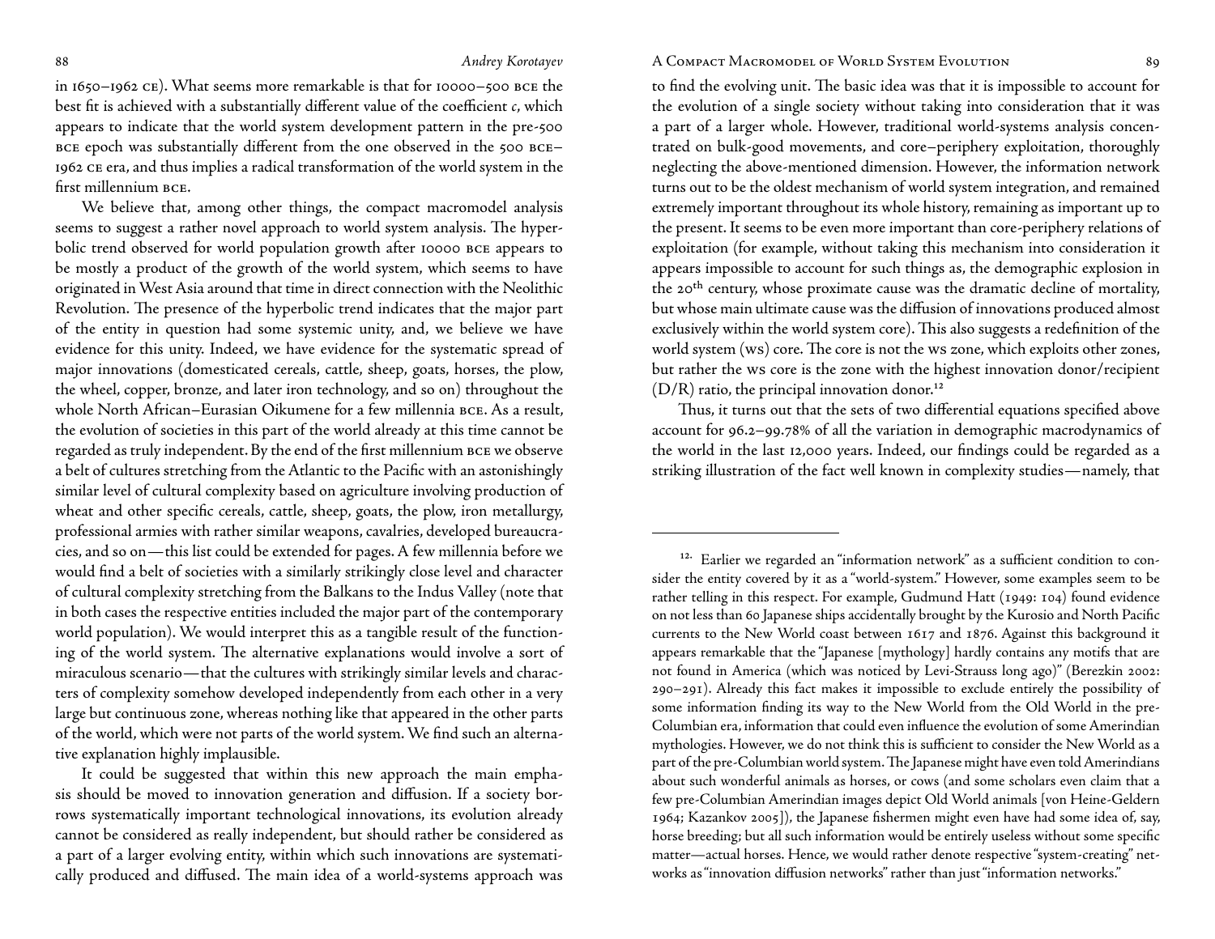in 1650–1962 CE). What seems more remarkable is that for 10000–500 BCE the best fit is achieved with a substantially different value of the coefficient $c$, which appears to indicate that the world system development pattern in the pre-500 BCE epoch was substantially different from the one observed in the 500 BCE–1962 CE era, and thus implies a radical transformation of the world system in the first millennium BCE.

We believe that, among other things, the compact macromodel analysis seems to suggest a rather novel approach to world system analysis. The hyperbolic trend observed for world population growth after 10000 BCE appears to be mostly a product of the growth of the world system, which seems to have originated in West Asia around that time in direct connection with the Neolithic Revolution. The presence of the hyperbolic trend indicates that the major part of the entity in question had some systemic unity, and, we believe we have evidence for this unity. Indeed, we have evidence for the systematic spread of major innovations (domesticated cereals, cattle, sheep, goats, horses, the plow, the wheel, copper, bronze, and later iron technology, and so on) throughout the whole North African–Eurasian Oikumene for a few millennia BCE. As a result, the evolution of societies in this part of the world already at this time cannot be regarded as truly independent. By the end of the first millennium BCE we observe a belt of cultures stretching from the Atlantic to the Pacific with an astonishingly similar level of cultural complexity based on agriculture involving production of wheat and other specific cereals, cattle, sheep, goats, the plow, iron metallurgy, professional armies with rather similar weapons, cavalries, developed bureaucracies, and so on—this list could be extended for pages. A few millennia before we would find a belt of societies with a similarly strikingly close level and character of cultural complexity stretching from the Balkans to the Indus Valley (note that in both cases the respective entities included the major part of the contemporary world population). We would interpret this as a tangible result of the functioning of the world system. The alternative explanations would involve a sort of miraculous scenario—that the cultures with strikingly similar levels and characters of complexity somehow developed independently from each other in a very large but continuous zone, whereas nothing like that appeared in the other parts of the world, which were not parts of the world system. We find such an alternative explanation highly implausible.

It could be suggested that within this new approach the main emphasis should be moved to innovation generation and diffusion. If a society borrows systematically important technological innovations, its evolution already cannot be considered as really independent, but should rather be considered as a part of a larger evolving entity, within which such innovations are systematically produced and diffused. The main idea of a world-systems approach was to find the evolving unit. The basic idea was that it is impossible to account for the evolution of a single society without taking into consideration that it was a part of a larger whole. However, traditional world-systems analysis concentrated on bulk-good movements, and core–periphery exploitation, thoroughly neglecting the above-mentioned dimension. However, the information network turns out to be the oldest mechanism of world system integration, and remained extremely important throughout its whole history, remaining as important up to the present. It seems to be even more important than core-periphery relations of exploitation (for example, without taking this mechanism into consideration it appears impossible to account for such things as, the demographic explosion in the 20th century, whose proximate cause was the dramatic decline of mortality, but whose main ultimate cause was the diffusion of innovations produced almost exclusively within the world system core). This also suggests a redefinition of the world system (WS) core. The core is not the WS zone, which exploits other zones, but rather the WS core is the zone with the highest innovation donor/recipient (D/R) ratio, the principal innovation donor.[12]

Thus, it turns out that the sets of two differential equations specified above account for 96.2–99.78% of all the variation in demographic macrodynamics of the world in the last 12,000 years. Indeed, our findings could be regarded as a striking illustration of the fact well known in complexity studies—namely, that

---

[12] Earlier we regarded an "information network" as a sufficient condition to consider the entity covered by it as a "world-system." However, some examples seem to be rather telling in this respect. For example, Gudmund Hatt (1949: 104) found evidence on not less than 60 Japanese ships accidentally brought by the Kurosio and North Pacific currents to the New World coast between 1617 and 1876. Against this background it appears remarkable that the "Japanese [mythology] hardly contains any motifs that are not found in America (which was noticed by Levi-Strauss long ago)" (Berezkin 2002: 290–291). Already this fact makes it impossible to exclude entirely the possibility of some information finding its way to the New World from the Old World in the pre-Columbian era, information that could even influence the evolution of some Amerindian mythologies. However, we do not think this is sufficient to consider the New World as a part of the pre-Columbian world system. The Japanese might have even told Amerindians about such wonderful animals as horses, or cows (and some scholars even claim that a few pre-Columbian Amerindian images depict Old World animals [von Heine-Geldern 1964; Kazankov 2005]), the Japanese fishermen might even have had some idea of, say, horse breeding; but all such information would be entirely useless without some specific matter—actual horses. Hence, we would rather denote respective "system-creating" networks as "innovation diffusion networks" rather than just "information networks."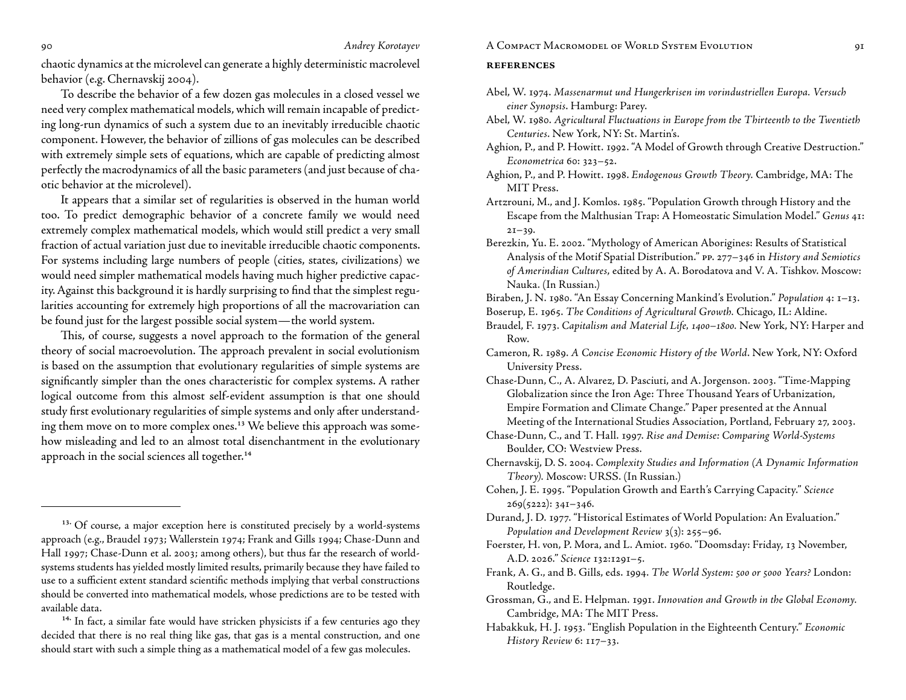chaotic dynamics at the microlevel can generate a highly deterministic macrolevel behavior (e.g. Chernavskij 2004).

To describe the behavior of a few dozen gas molecules in a closed vessel we need very complex mathematical models, which will remain incapable of predicting long-run dynamics of such a system due to an inevitably irreducible chaotic component. However, the behavior of zillions of gas molecules can be described with extremely simple sets of equations, which are capable of predicting almost perfectly the macrodynamics of all the basic parameters (and just because of chaotic behavior at the microlevel).

It appears that a similar set of regularities is observed in the human world too. To predict demographic behavior of a concrete family we would need extremely complex mathematical models, which would still predict a very small fraction of actual variation just due to inevitable irreducible chaotic components. For systems including large numbers of people (cities, states, civilizations) we would need simpler mathematical models having much higher predictive capacity. Against this background it is hardly surprising to find that the simplest regularities accounting for extremely high proportions of all the macrovariation can be found just for the largest possible social system—the world system.

This, of course, suggests a novel approach to the formation of the general theory of social macroevolution. The approach prevalent in social evolutionism is based on the assumption that evolutionary regularities of simple systems are significantly simpler than the ones characteristic for complex systems. A rather logical outcome from this almost self-evident assumption is that one should study first evolutionary regularities of simple systems and only after understanding them move on to more complex ones.[13] We believe this approach was somehow misleading and led to an almost total disenchantment in the evolutionary approach in the social sciences all together.[14]

[13] Of course, a major exception here is constituted precisely by a world-systems approach (e.g., Braudel 1973; Wallerstein 1974; Frank and Gills 1994; Chase-Dunn and Hall 1997; Chase-Dunn et al. 2003; among others), but thus far the research of world-systems students has yielded mostly limited results, primarily because they have failed to use to a sufficient extent standard scientific methods implying that verbal constructions should be converted into mathematical models, whose predictions are to be tested with available data.

[14] In fact, a similar fate would have stricken physicists if a few centuries ago they decided that there is no real thing like gas, that gas is a mental construction, and one should start with such a simple thing as a mathematical model of a few gas molecules.

## References

Abel, W. 1974. *Massenarmut und Hungerkrisen im vorindustriellen Europa. Versuch einer Synopsis*. Hamburg: Parey.

Abel, W. 1980. *Agricultural Fluctuations in Europe from the Thirteenth to the Twentieth Centuries*. New York, NY: St. Martin's.

Aghion, P., and P. Howitt. 1992. "A Model of Growth through Creative Destruction." *Econometrica* 60: 323–52.

Aghion, P., and P. Howitt. 1998. *Endogenous Growth Theory.* Cambridge, MA: The MIT Press.

Artzrouni, M., and J. Komlos. 1985. "Population Growth through History and the Escape from the Malthusian Trap: A Homeostatic Simulation Model." *Genus* 41: 21–39.

Berezkin, Yu. E. 2002. "Mythology of American Aborigines: Results of Statistical Analysis of the Motif Spatial Distribution." pp. 277–346 in *History and Semiotics of Amerindian Cultures*, edited by A. A. Borodatova and V. A. Tishkov. Moscow: Nauka. (In Russian.)

Biraben, J. N. 1980. "An Essay Concerning Mankind's Evolution." *Population* 4: 1–13.

Boserup, E. 1965. *The Conditions of Agricultural Growth.* Chicago, IL: Aldine.

Braudel, F. 1973. *Capitalism and Material Life, 1400–1800.* New York, NY: Harper and Row.

Cameron, R. 1989. *A Concise Economic History of the World*. New York, NY: Oxford University Press.

Chase-Dunn, C., A. Alvarez, D. Pasciuti, and A. Jorgenson. 2003. "Time-Mapping Globalization since the Iron Age: Three Thousand Years of Urbanization, Empire Formation and Climate Change." Paper presented at the Annual Meeting of the International Studies Association, Portland, February 27, 2003.

Chase-Dunn, C., and T. Hall. 1997. *Rise and Demise: Comparing World-Systems* Boulder, CO: Westview Press.

Chernavskij, D. S. 2004. *Complexity Studies and Information (A Dynamic Information Theory).* Moscow: URSS. (In Russian.)

Cohen, J. E. 1995. "Population Growth and Earth's Carrying Capacity." *Science* 269(5222): 341–346.

Durand, J. D. 1977. "Historical Estimates of World Population: An Evaluation." *Population and Development Review* 3(3): 255–96.

Foerster, H. von, P. Mora, and L. Amiot. 1960. "Doomsday: Friday, 13 November, A.D. 2026." *Science* 132:1291–5.

Frank, A. G., and B. Gills, eds. 1994. *The World System: 500 or 5000 Years?* London: Routledge.

Grossman, G., and E. Helpman. 1991. *Innovation and Growth in the Global Economy.* Cambridge, MA: The MIT Press.

Habakkuk, H. J. 1953. "English Population in the Eighteenth Century." *Economic History Review* 6: 117–33.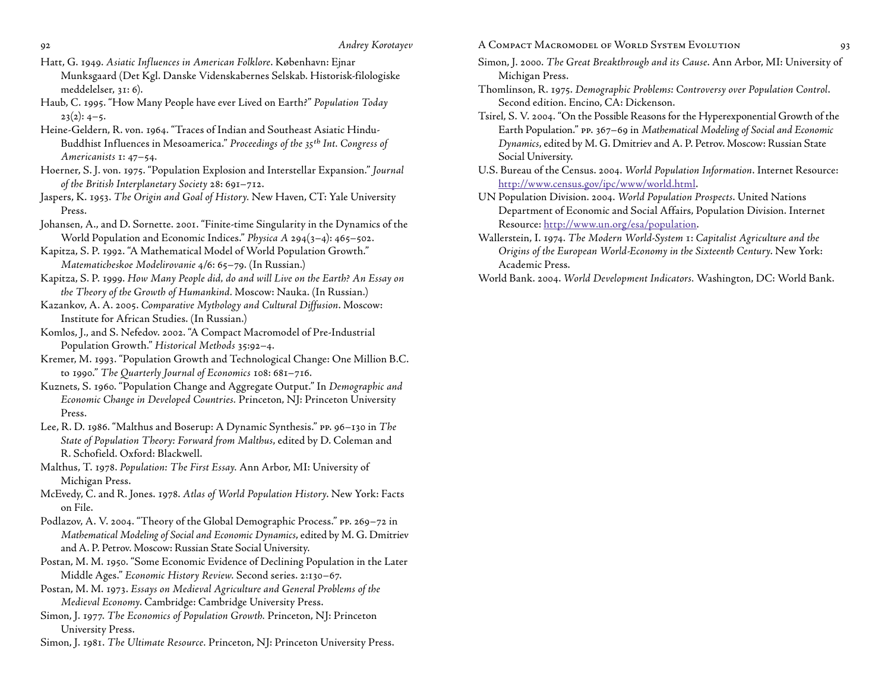Hatt, G. 1949. *Asiatic Influences in American Folklore*. København: Ejnar Munksgaard (Det Kgl. Danske Videnskabernes Selskab. Historisk-filologiske meddelelser, 31: 6).

Haub, C. 1995. "How Many People have ever Lived on Earth?" *Population Today* 23(2): 4–5.

Heine-Geldern, R. von. 1964. "Traces of Indian and Southeast Asiatic Hindu-Buddhist Influences in Mesoamerica." *Proceedings of the 35th Int. Congress of Americanists* 1: 47–54.

Hoerner, S. J. von. 1975. "Population Explosion and Interstellar Expansion." *Journal of the British Interplanetary Society* 28: 691–712.

Jaspers, K. 1953. *The Origin and Goal of History.* New Haven, CT: Yale University Press.

Johansen, A., and D. Sornette. 2001. "Finite-time Singularity in the Dynamics of the World Population and Economic Indices." *Physica A* 294(3–4): 465–502.

Kapitza, S. P. 1992. "A Mathematical Model of World Population Growth." *Matematicheskoe Modelirovanie* 4/6: 65–79. (In Russian.)

Kapitza, S. P. 1999. *How Many People did, do and will Live on the Earth? An Essay on the Theory of the Growth of Humankind*. Moscow: Nauka. (In Russian.)

Kazankov, A. A. 2005. *Comparative Mythology and Cultural Diffusion*. Moscow: Institute for African Studies. (In Russian.)

Komlos, J., and S. Nefedov. 2002. "A Compact Macromodel of Pre-Industrial Population Growth." *Historical Methods* 35:92–4.

Kremer, M. 1993. "Population Growth and Technological Change: One Million B.C. to 1990." *The Quarterly Journal of Economics* 108: 681–716.

Kuznets, S. 1960. "Population Change and Aggregate Output." In *Demographic and Economic Change in Developed Countries*. Princeton, NJ: Princeton University Press.

Lee, R. D. 1986. "Malthus and Boserup: A Dynamic Synthesis." pp. 96–130 in *The State of Population Theory: Forward from Malthus*, edited by D. Coleman and R. Schofield. Oxford: Blackwell.

Malthus, T. 1978. *Population: The First Essay.* Ann Arbor, MI: University of Michigan Press.

McEvedy, C. and R. Jones. 1978. *Atlas of World Population History*. New York: Facts on File.

Podlazov, A. V. 2004. "Theory of the Global Demographic Process." pp. 269–72 in *Mathematical Modeling of Social and Economic Dynamics*, edited by M. G. Dmitriev and A. P. Petrov. Moscow: Russian State Social University.

Postan, M. M. 1950. "Some Economic Evidence of Declining Population in the Later Middle Ages." *Economic History Review.* Second series. 2:130–67.

Postan, M. M. 1973. *Essays on Medieval Agriculture and General Problems of the Medieval Economy*. Cambridge: Cambridge University Press.

Simon, J. 1977. *The Economics of Population Growth.* Princeton, NJ: Princeton University Press.

Simon, J. 1981. *The Ultimate Resource.* Princeton, NJ: Princeton University Press.

Simon, J. 2000. *The Great Breakthrough and its Cause*. Ann Arbor, MI: University of Michigan Press.

Thomlinson, R. 1975. *Demographic Problems: Controversy over Population Control*. Second edition. Encino, CA: Dickenson.

Tsirel, S. V. 2004. "On the Possible Reasons for the Hyperexponential Growth of the Earth Population." pp. 367–69 in *Mathematical Modeling of Social and Economic Dynamics*, edited by M. G. Dmitriev and A. P. Petrov. Moscow: Russian State Social University.

U.S. Bureau of the Census. 2004. *World Population Information*. Internet Resource: http://www.census.gov/ipc/www/world.html.

UN Population Division. 2004. *World Population Prospects*. United Nations Department of Economic and Social Affairs, Population Division. Internet Resource: http://www.un.org/esa/population.

Wallerstein, I. 1974. *The Modern World-System 1: Capitalist Agriculture and the Origins of the European World-Economy in the Sixteenth Century*. New York: Academic Press.

World Bank. 2004. *World Development Indicators.* Washington, DC: World Bank.